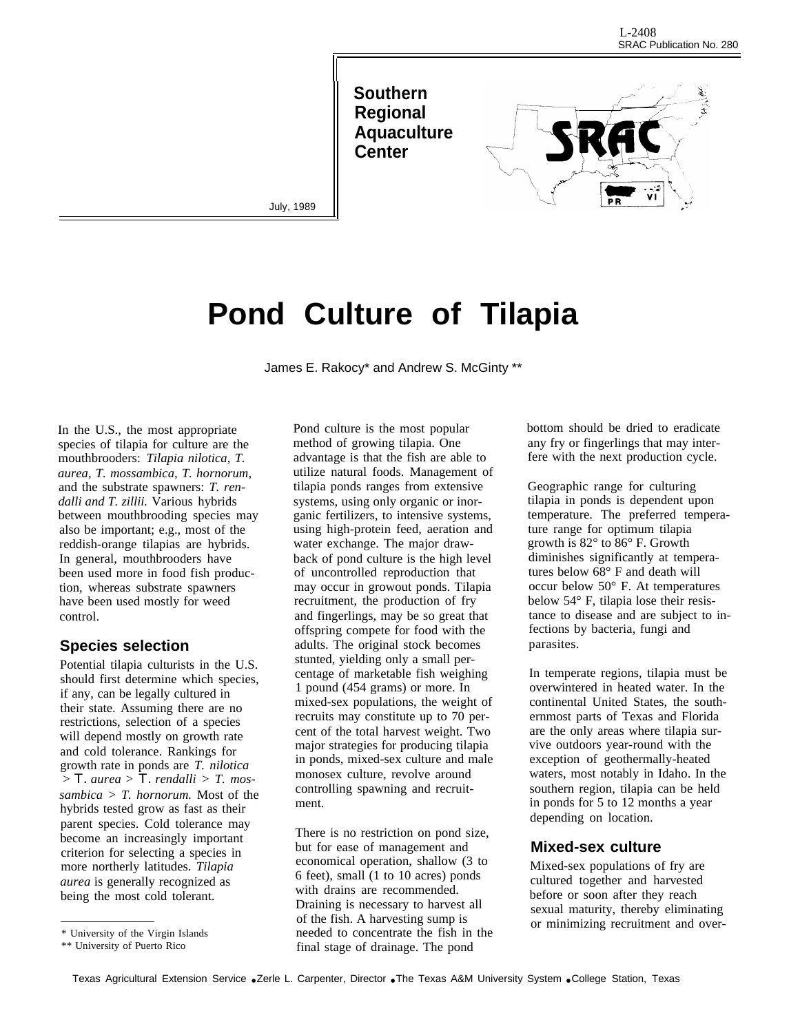L-2408
SRAC Publication No. 280

**Southern Regional Aquaculture Center**

July, 1989

# Pond Culture of Tilapia

James E. Rakocy* and Andrew S. McGinty **

In the U.S., the most appropriate species of tilapia for culture are the mouthbrooders: *Tilapia nilotica, T. aurea, T. mossambica, T. hornorum,* and the substrate spawners: *T. rendalli and T. zillii.* Various hybrids between mouthbrooding species may also be important; e.g., most of the reddish-orange tilapias are hybrids. In general, mouthbrooders have been used more in food fish production, whereas substrate spawners have been used mostly for weed control.

## Species selection

Potential tilapia culturists in the U.S. should first determine which species, if any, can be legally cultured in their state. Assuming there are no restrictions, selection of a species will depend mostly on growth rate and cold tolerance. Rankings for growth rate in ponds are *T. nilotica* > *T. aurea* > *T. rendalli* > *T. mossambica* > *T. hornorum.* Most of the hybrids tested grow as fast as their parent species. Cold tolerance may become an increasingly important criterion for selecting a species in more northerly latitudes. *Tilapia aurea* is generally recognized as being the most cold tolerant.

Pond culture is the most popular method of growing tilapia. One advantage is that the fish are able to utilize natural foods. Management of tilapia ponds ranges from extensive systems, using only organic or inorganic fertilizers, to intensive systems, using high-protein feed, aeration and water exchange. The major drawback of pond culture is the high level of uncontrolled reproduction that may occur in growout ponds. Tilapia recruitment, the production of fry and fingerlings, may be so great that offspring compete for food with the adults. The original stock becomes stunted, yielding only a small percentage of marketable fish weighing 1 pound (454 grams) or more. In mixed-sex populations, the weight of recruits may constitute up to 70 percent of the total harvest weight. Two major strategies for producing tilapia in ponds, mixed-sex culture and male monosex culture, revolve around controlling spawning and recruitment.

There is no restriction on pond size, but for ease of management and economical operation, shallow (3 to 6 feet), small (1 to 10 acres) ponds with drains are recommended. Draining is necessary to harvest all of the fish. A harvesting sump is needed to concentrate the fish in the final stage of drainage. The pond bottom should be dried to eradicate any fry or fingerlings that may interfere with the next production cycle.

Geographic range for culturing tilapia in ponds is dependent upon temperature. The preferred temperature range for optimum tilapia growth is 82° to 86° F. Growth diminishes significantly at temperatures below 68° F and death will occur below 50° F. At temperatures below 54° F, tilapia lose their resistance to disease and are subject to infections by bacteria, fungi and parasites.

In temperate regions, tilapia must be overwintered in heated water. In the continental United States, the southernmost parts of Texas and Florida are the only areas where tilapia survive outdoors year-round with the exception of geothermally-heated waters, most notably in Idaho. In the southern region, tilapia can be held in ponds for 5 to 12 months a year depending on location.

## Mixed-sex culture

Mixed-sex populations of fry are cultured together and harvested before or soon after they reach sexual maturity, thereby eliminating or minimizing recruitment and over-

\* University of the Virgin Islands
\*\* University of Puerto Rico

Texas Agricultural Extension Service • Zerle L. Carpenter, Director • The Texas A&M University System • College Station, Texas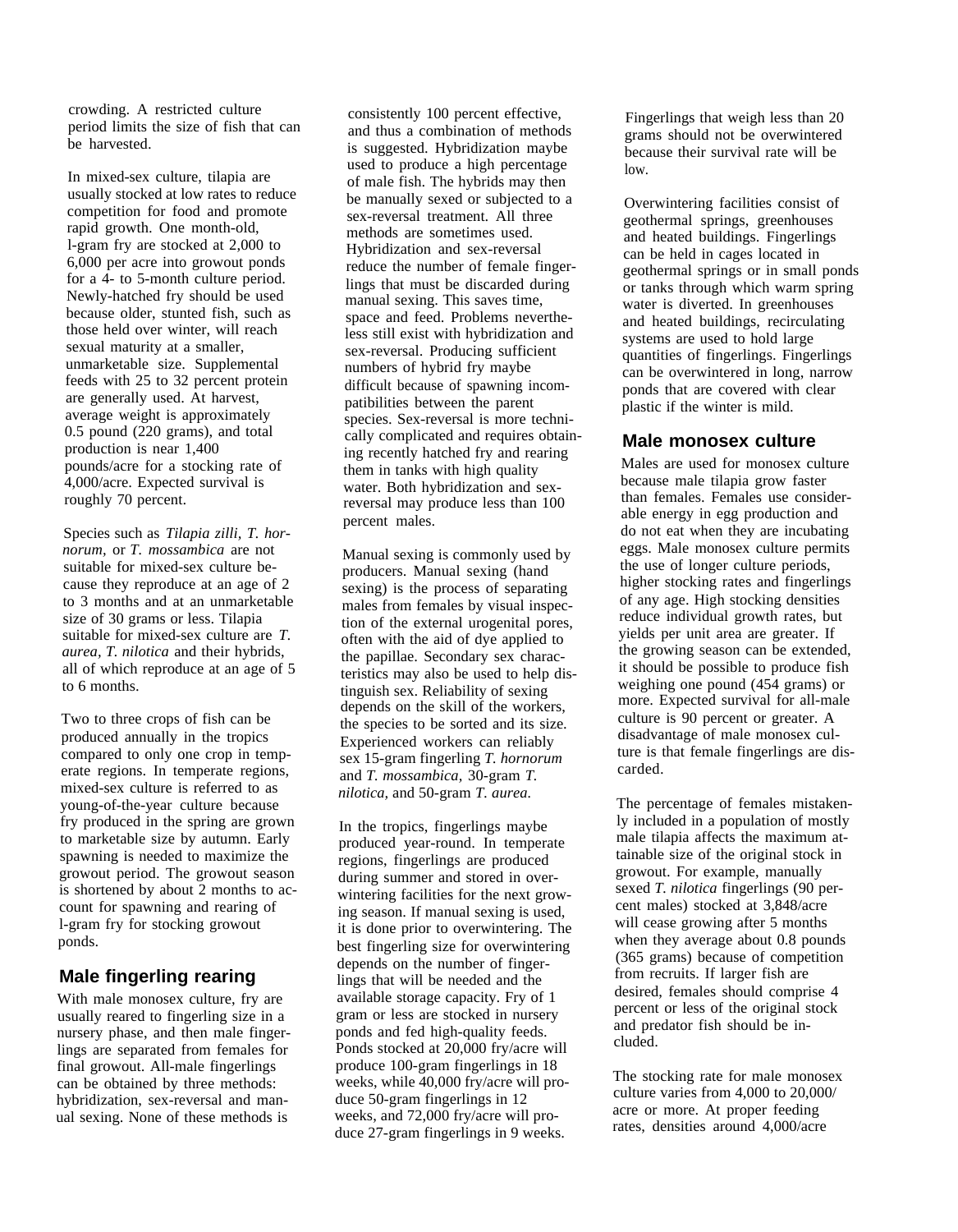crowding. A restricted culture period limits the size of fish that can be harvested.

In mixed-sex culture, tilapia are usually stocked at low rates to reduce competition for food and promote rapid growth. One month-old, l-gram fry are stocked at 2,000 to 6,000 per acre into growout ponds for a 4- to 5-month culture period. Newly-hatched fry should be used because older, stunted fish, such as those held over winter, will reach sexual maturity at a smaller, unmarketable size. Supplemental feeds with 25 to 32 percent protein are generally used. At harvest, average weight is approximately 0.5 pound (220 grams), and total production is near 1,400 pounds/acre for a stocking rate of 4,000/acre. Expected survival is roughly 70 percent.

Species such as *Tilapia zilli*, *T. hornorum*, or *T. mossambica* are not suitable for mixed-sex culture because they reproduce at an age of 2 to 3 months and at an unmarketable size of 30 grams or less. Tilapia suitable for mixed-sex culture are *T. aurea*, *T. nilotica* and their hybrids, all of which reproduce at an age of 5 to 6 months.

Two to three crops of fish can be produced annually in the tropics compared to only one crop in temperate regions. In temperate regions, mixed-sex culture is referred to as young-of-the-year culture because fry produced in the spring are grown to marketable size by autumn. Early spawning is needed to maximize the growout period. The growout season is shortened by about 2 months to account for spawning and rearing of l-gram fry for stocking growout ponds.

## Male fingerling rearing

With male monosex culture, fry are usually reared to fingerling size in a nursery phase, and then male fingerlings are separated from females for final growout. All-male fingerlings can be obtained by three methods: hybridization, sex-reversal and manual sexing. None of these methods is consistently 100 percent effective, and thus a combination of methods is suggested. Hybridization maybe used to produce a high percentage of male fish. The hybrids may then be manually sexed or subjected to a sex-reversal treatment. All three methods are sometimes used. Hybridization and sex-reversal reduce the number of female fingerlings that must be discarded during manual sexing. This saves time, space and feed. Problems nevertheless still exist with hybridization and sex-reversal. Producing sufficient numbers of hybrid fry maybe difficult because of spawning incompatibilities between the parent species. Sex-reversal is more technically complicated and requires obtaining recently hatched fry and rearing them in tanks with high quality water. Both hybridization and sex-reversal may produce less than 100 percent males.

Manual sexing is commonly used by producers. Manual sexing (hand sexing) is the process of separating males from females by visual inspection of the external urogenital pores, often with the aid of dye applied to the papillae. Secondary sex characteristics may also be used to help distinguish sex. Reliability of sexing depends on the skill of the workers, the species to be sorted and its size. Experienced workers can reliably sex 15-gram fingerling *T. hornorum* and *T. mossambica*, 30-gram *T. nilotica*, and 50-gram *T. aurea*.

In the tropics, fingerlings maybe produced year-round. In temperate regions, fingerlings are produced during summer and stored in overwintering facilities for the next growing season. If manual sexing is used, it is done prior to overwintering. The best fingerling size for overwintering depends on the number of fingerlings that will be needed and the available storage capacity. Fry of 1 gram or less are stocked in nursery ponds and fed high-quality feeds. Ponds stocked at 20,000 fry/acre will produce 100-gram fingerlings in 18 weeks, while 40,000 fry/acre will produce 50-gram fingerlings in 12 weeks, and 72,000 fry/acre will produce 27-gram fingerlings in 9 weeks.

Fingerlings that weigh less than 20 grams should not be overwintered because their survival rate will be low.

Overwintering facilities consist of geothermal springs, greenhouses and heated buildings. Fingerlings can be held in cages located in geothermal springs or in small ponds or tanks through which warm spring water is diverted. In greenhouses and heated buildings, recirculating systems are used to hold large quantities of fingerlings. Fingerlings can be overwintered in long, narrow ponds that are covered with clear plastic if the winter is mild.

## Male monosex culture

Males are used for monosex culture because male tilapia grow faster than females. Females use considerable energy in egg production and do not eat when they are incubating eggs. Male monosex culture permits the use of longer culture periods, higher stocking rates and fingerlings of any age. High stocking densities reduce individual growth rates, but yields per unit area are greater. If the growing season can be extended, it should be possible to produce fish weighing one pound (454 grams) or more. Expected survival for all-male culture is 90 percent or greater. A disadvantage of male monosex culture is that female fingerlings are discarded.

The percentage of females mistakenly included in a population of mostly male tilapia affects the maximum attainable size of the original stock in growout. For example, manually sexed *T. nilotica* fingerlings (90 percent males) stocked at 3,848/acre will cease growing after 5 months when they average about 0.8 pounds (365 grams) because of competition from recruits. If larger fish are desired, females should comprise 4 percent or less of the original stock and predator fish should be included.

The stocking rate for male monosex culture varies from 4,000 to 20,000/acre or more. At proper feeding rates, densities around 4,000/acre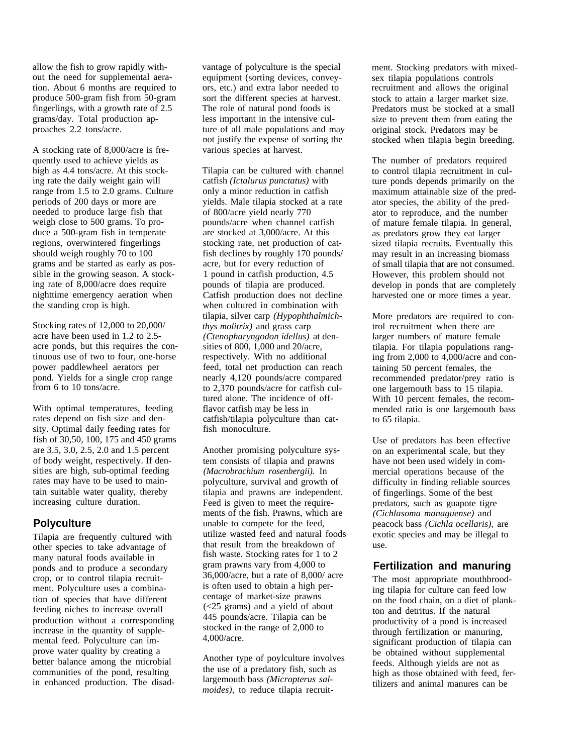allow the fish to grow rapidly without the need for supplemental aeration. About 6 months are required to produce 500-gram fish from 50-gram fingerlings, with a growth rate of 2.5 grams/day. Total production approaches 2.2 tons/acre.

A stocking rate of 8,000/acre is frequently used to achieve yields as high as 4.4 tons/acre. At this stocking rate the daily weight gain will range from 1.5 to 2.0 grams. Culture periods of 200 days or more are needed to produce large fish that weigh close to 500 grams. To produce a 500-gram fish in temperate regions, overwintered fingerlings should weigh roughly 70 to 100 grams and be started as early as possible in the growing season. A stocking rate of 8,000/acre does require nighttime emergency aeration when the standing crop is high.

Stocking rates of 12,000 to 20,000/acre have been used in 1.2 to 2.5-acre ponds, but this requires the continuous use of two to four, one-horse power paddlewheel aerators per pond. Yields for a single crop range from 6 to 10 tons/acre.

With optimal temperatures, feeding rates depend on fish size and density. Optimal daily feeding rates for fish of 30,50, 100, 175 and 450 grams are 3.5, 3.0, 2.5, 2.0 and 1.5 percent of body weight, respectively. If densities are high, sub-optimal feeding rates may have to be used to maintain suitable water quality, thereby increasing culture duration.

## Polyculture

Tilapia are frequently cultured with other species to take advantage of many natural foods available in ponds and to produce a secondary crop, or to control tilapia recruitment. Polyculture uses a combination of species that have different feeding niches to increase overall production without a corresponding increase in the quantity of supplemental feed. Polyculture can improve water quality by creating a better balance among the microbial communities of the pond, resulting in enhanced production. The disadvantage of polyculture is the special equipment (sorting devices, conveyors, etc.) and extra labor needed to sort the different species at harvest. The role of natural pond foods is less important in the intensive culture of all male populations and may not justify the expense of sorting the various species at harvest.

Tilapia can be cultured with channel catfish *(Ictalurus punctatus)* with only a minor reduction in catfish yields. Male tilapia stocked at a rate of 800/acre yield nearly 770 pounds/acre when channel catfish are stocked at 3,000/acre. At this stocking rate, net production of catfish declines by roughly 170 pounds/acre, but for every reduction of 1 pound in catfish production, 4.5 pounds of tilapia are produced. Catfish production does not decline when cultured in combination with tilapia, silver carp *(Hypophthalmichthys molitrix)* and grass carp *(Ctenopharyngodon idellus)* at densities of 800, 1,000 and 20/acre, respectively. With no additional feed, total net production can reach nearly 4,120 pounds/acre compared to 2,370 pounds/acre for catfish cultured alone. The incidence of off-flavor catfish may be less in catfish/tilapia polyculture than catfish monoculture.

Another promising polyculture system consists of tilapia and prawns *(Macrobrachium rosenbergii).* In polyculture, survival and growth of tilapia and prawns are independent. Feed is given to meet the requirements of the fish. Prawns, which are unable to compete for the feed, utilize wasted feed and natural foods that result from the breakdown of fish waste. Stocking rates for 1 to 2 gram prawns vary from 4,000 to 36,000/acre, but a rate of 8,000/ acre is often used to obtain a high percentage of market-size prawns (<25 grams) and a yield of about 445 pounds/acre. Tilapia can be stocked in the range of 2,000 to 4,000/acre.

Another type of poylculture involves the use of a predatory fish, such as largemouth bass *(Micropterus salmoides),* to reduce tilapia recruitment. Stocking predators with mixed-sex tilapia populations controls recruitment and allows the original stock to attain a larger market size. Predators must be stocked at a small size to prevent them from eating the original stock. Predators may be stocked when tilapia begin breeding.

The number of predators required to control tilapia recruitment in culture ponds depends primarily on the maximum attainable size of the predator species, the ability of the predator to reproduce, and the number of mature female tilapia. In general, as predators grow they eat larger sized tilapia recruits. Eventually this may result in an increasing biomass of small tilapia that are not consumed. However, this problem should not develop in ponds that are completely harvested one or more times a year.

More predators are required to control recruitment when there are larger numbers of mature female tilapia. For tilapia populations ranging from 2,000 to 4,000/acre and containing 50 percent females, the recommended predator/prey ratio is one largemouth bass to 15 tilapia. With 10 percent females, the recommended ratio is one largemouth bass to 65 tilapia.

Use of predators has been effective on an experimental scale, but they have not been used widely in commercial operations because of the difficulty in finding reliable sources of fingerlings. Some of the best predators, such as guapote tigre *(Cichlasoma managuense)* and peacock bass *(Cichla ocellaris),* are exotic species and may be illegal to use.

## Fertilization and manuring

The most appropriate mouthbrooding tilapia for culture can feed low on the food chain, on a diet of plankton and detritus. If the natural productivity of a pond is increased through fertilization or manuring, significant production of tilapia can be obtained without supplemental feeds. Although yields are not as high as those obtained with feed, fertilizers and animal manures can be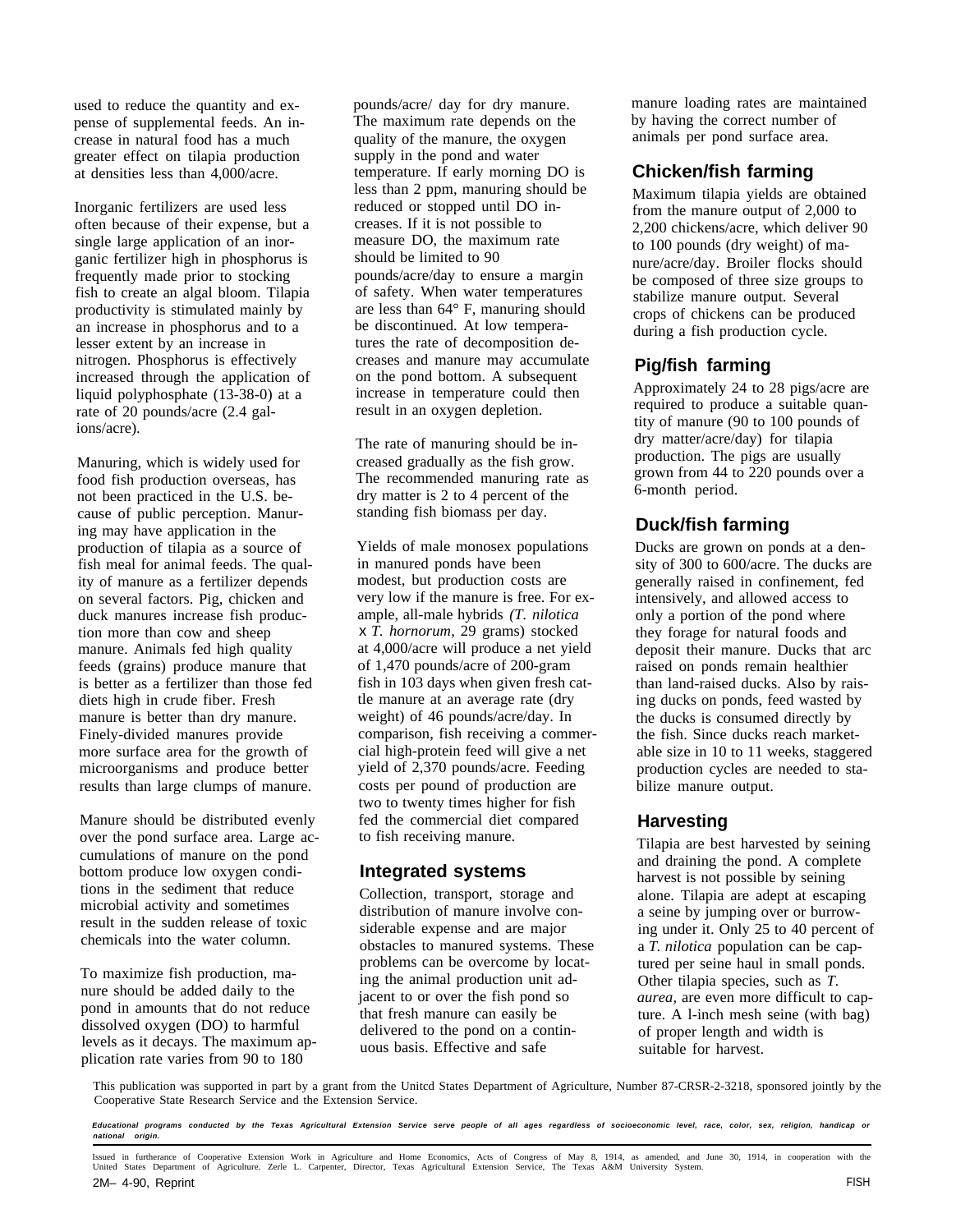used to reduce the quantity and expense of supplemental feeds. An increase in natural food has a much greater effect on tilapia production at densities less than 4,000/acre.

Inorganic fertilizers are used less often because of their expense, but a single large application of an inorganic fertilizer high in phosphorus is frequently made prior to stocking fish to create an algal bloom. Tilapia productivity is stimulated mainly by an increase in phosphorus and to a lesser extent by an increase in nitrogen. Phosphorus is effectively increased through the application of liquid polyphosphate (13-38-0) at a rate of 20 pounds/acre (2.4 gallons/acre).

Manuring, which is widely used for food fish production overseas, has not been practiced in the U.S. because of public perception. Manuring may have application in the production of tilapia as a source of fish meal for animal feeds. The quality of manure as a fertilizer depends on several factors. Pig, chicken and duck manures increase fish production more than cow and sheep manure. Animals fed high quality feeds (grains) produce manure that is better as a fertilizer than those fed diets high in crude fiber. Fresh manure is better than dry manure. Finely-divided manures provide more surface area for the growth of microorganisms and produce better results than large clumps of manure.

Manure should be distributed evenly over the pond surface area. Large accumulations of manure on the pond bottom produce low oxygen conditions in the sediment that reduce microbial activity and sometimes result in the sudden release of toxic chemicals into the water column.

To maximize fish production, manure should be added daily to the pond in amounts that do not reduce dissolved oxygen (DO) to harmful levels as it decays. The maximum application rate varies from 90 to 180 pounds/acre/ day for dry manure. The maximum rate depends on the quality of the manure, the oxygen supply in the pond and water temperature. If early morning DO is less than 2 ppm, manuring should be reduced or stopped until DO increases. If it is not possible to measure DO, the maximum rate should be limited to 90 pounds/acre/day to ensure a margin of safety. When water temperatures are less than 64° F, manuring should be discontinued. At low temperatures the rate of decomposition decreases and manure may accumulate on the pond bottom. A subsequent increase in temperature could then result in an oxygen depletion.

The rate of manuring should be increased gradually as the fish grow. The recommended manuring rate as dry matter is 2 to 4 percent of the standing fish biomass per day.

Yields of male monosex populations in manured ponds have been modest, but production costs are very low if the manure is free. For example, all-male hybrids (*T. nilotica* x *T. hornorum*, 29 grams) stocked at 4,000/acre will produce a net yield of 1,470 pounds/acre of 200-gram fish in 103 days when given fresh cattle manure at an average rate (dry weight) of 46 pounds/acre/day. In comparison, fish receiving a commercial high-protein feed will give a net yield of 2,370 pounds/acre. Feeding costs per pound of production are two to twenty times higher for fish fed the commercial diet compared to fish receiving manure.

## Integrated systems

Collection, transport, storage and distribution of manure involve considerable expense and are major obstacles to manured systems. These problems can be overcome by locating the animal production unit adjacent to or over the fish pond so that fresh manure can easily be delivered to the pond on a continuous basis. Effective and safe manure loading rates are maintained by having the correct number of animals per pond surface area.

## Chicken/fish farming

Maximum tilapia yields are obtained from the manure output of 2,000 to 2,200 chickens/acre, which deliver 90 to 100 pounds (dry weight) of manure/acre/day. Broiler flocks should be composed of three size groups to stabilize manure output. Several crops of chickens can be produced during a fish production cycle.

## Pig/fish farming

Approximately 24 to 28 pigs/acre are required to produce a suitable quantity of manure (90 to 100 pounds of dry matter/acre/day) for tilapia production. The pigs are usually grown from 44 to 220 pounds over a 6-month period.

## Duck/fish farming

Ducks are grown on ponds at a density of 300 to 600/acre. The ducks are generally raised in confinement, fed intensively, and allowed access to only a portion of the pond where they forage for natural foods and deposit their manure. Ducks that arc raised on ponds remain healthier than land-raised ducks. Also by raising ducks on ponds, feed wasted by the ducks is consumed directly by the fish. Since ducks reach marketable size in 10 to 11 weeks, staggered production cycles are needed to stabilize manure output.

## Harvesting

Tilapia are best harvested by seining and draining the pond. A complete harvest is not possible by seining alone. Tilapia are adept at escaping a seine by jumping over or burrowing under it. Only 25 to 40 percent of a *T. nilotica* population can be captured per seine haul in small ponds. Other tilapia species, such as *T. aurea*, are even more difficult to capture. A l-inch mesh seine (with bag) of proper length and width is suitable for harvest.

This publication was supported in part by a grant from the Unitcd States Department of Agriculture, Number 87-CRSR-2-3218, sponsored jointly by the Cooperative State Research Service and the Extension Service.

***Educational programs conducted by the Texas Agricultural Extension Service serve people of all ages regardless of socioeconomic level, race, color, sex, religion, handicap or national origin.***

Issued in furtherance of Cooperative Extension Work in Agriculture and Home Economics, Acts of Congress of May 8, 1914, as amended, and June 30, 1914, in cooperation with the United States Department of Agriculture. Zerle L. Carpenter, Director, Texas Agricultural Extension Service, The Texas A&M University System.

2M– 4-90, Reprint FISH